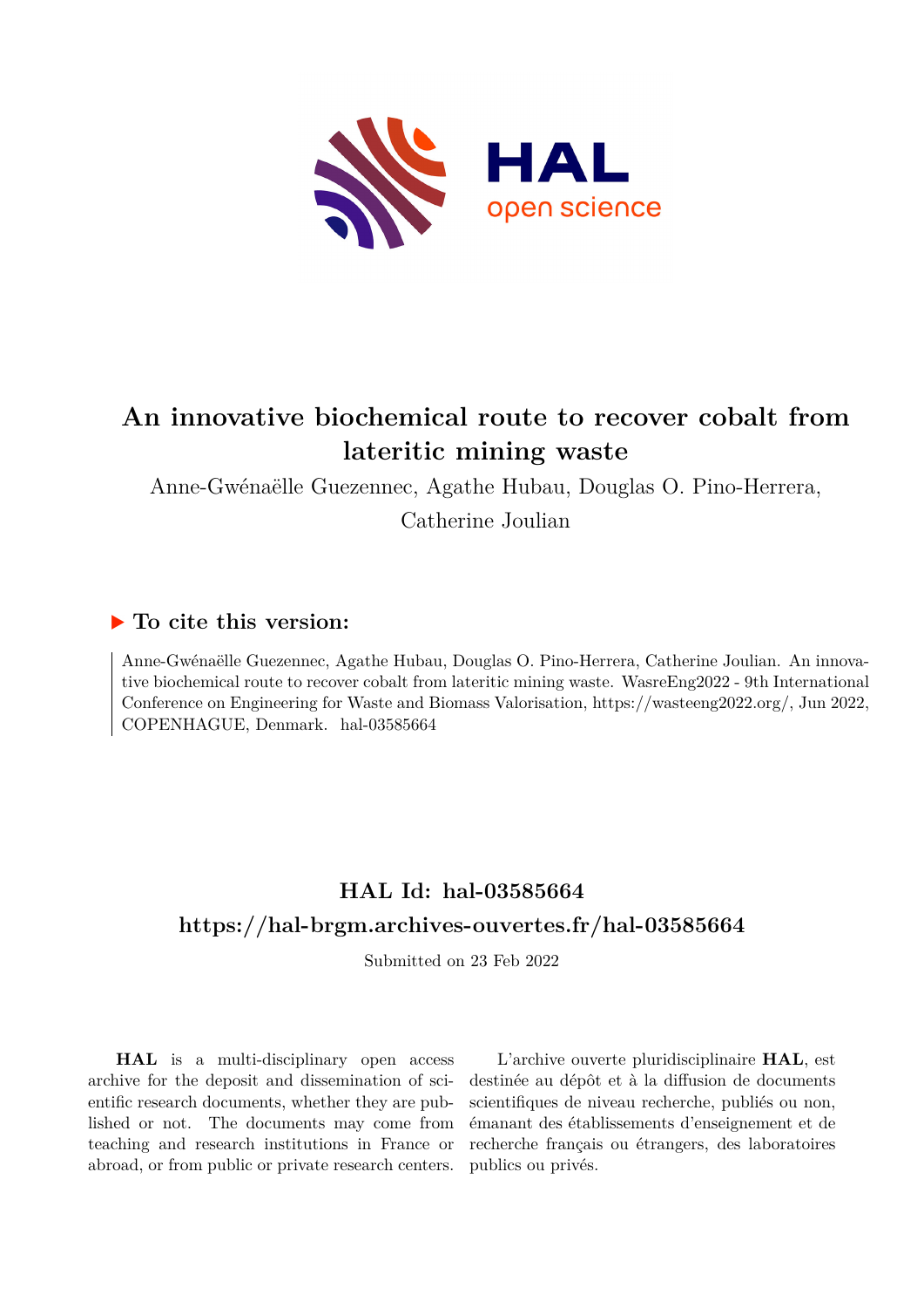# An innovative biochemical route to recover cobalt from lateritic mining waste

Anne-Gwénaëlle Guezennec, Agathe Hubau, Douglas O. Pino-Herrera, Catherine Joulian

## ▶ To cite this version:

Anne-Gwénaëlle Guezennec, Agathe Hubau, Douglas O. Pino-Herrera, Catherine Joulian. An innovative biochemical route to recover cobalt from lateritic mining waste. WasreEng2022 - 9th International Conference on Engineering for Waste and Biomass Valorisation, https://wasteeng2022.org/, Jun 2022, COPENHAGUE, Denmark. hal-03585664

## HAL Id: hal-03585664

## https://hal-brgm.archives-ouvertes.fr/hal-03585664

Submitted on 23 Feb 2022

**HAL** is a multi-disciplinary open access archive for the deposit and dissemination of scientific research documents, whether they are published or not. The documents may come from teaching and research institutions in France or abroad, or from public or private research centers.

L'archive ouverte pluridisciplinaire **HAL**, est destinée au dépôt et à la diffusion de documents scientifiques de niveau recherche, publiés ou non, émanant des établissements d'enseignement et de recherche français ou étrangers, des laboratoires publics ou privés.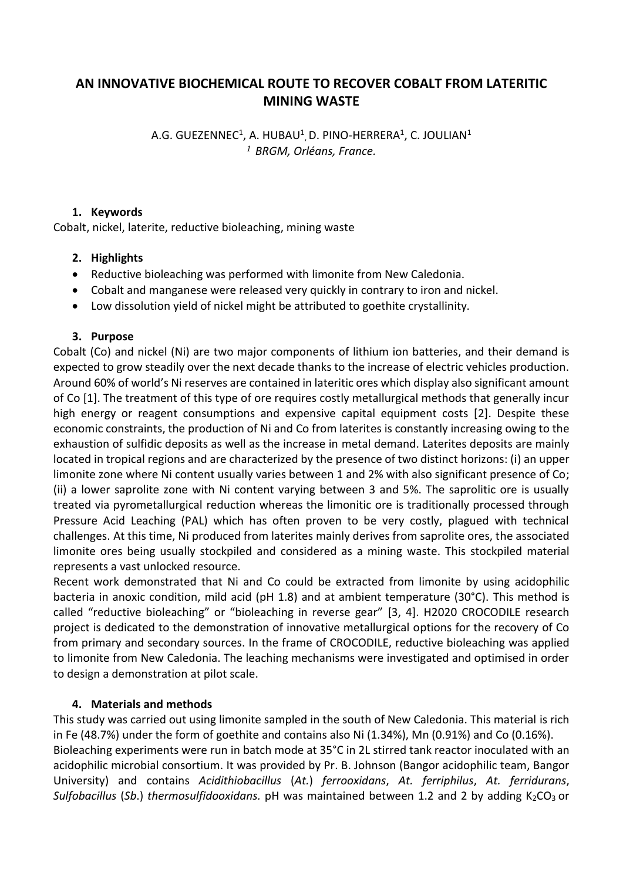# AN INNOVATIVE BIOCHEMICAL ROUTE TO RECOVER COBALT FROM LATERITIC MINING WASTE

A.G. GUEZENNEC[1], A. HUBAU[1], D. PINO-HERRERA[1], C. JOULIAN[1]
*[1] BRGM, Orléans, France.*

## 1. Keywords

Cobalt, nickel, laterite, reductive bioleaching, mining waste

## 2. Highlights

- Reductive bioleaching was performed with limonite from New Caledonia.
- Cobalt and manganese were released very quickly in contrary to iron and nickel.
- Low dissolution yield of nickel might be attributed to goethite crystallinity.

## 3. Purpose

Cobalt (Co) and nickel (Ni) are two major components of lithium ion batteries, and their demand is expected to grow steadily over the next decade thanks to the increase of electric vehicles production. Around 60% of world's Ni reserves are contained in lateritic ores which display also significant amount of Co [1]. The treatment of this type of ore requires costly metallurgical methods that generally incur high energy or reagent consumptions and expensive capital equipment costs [2]. Despite these economic constraints, the production of Ni and Co from laterites is constantly increasing owing to the exhaustion of sulfidic deposits as well as the increase in metal demand. Laterites deposits are mainly located in tropical regions and are characterized by the presence of two distinct horizons: (i) an upper limonite zone where Ni content usually varies between 1 and 2% with also significant presence of Co; (ii) a lower saprolite zone with Ni content varying between 3 and 5%. The saprolitic ore is usually treated via pyrometallurgical reduction whereas the limonitic ore is traditionally processed through Pressure Acid Leaching (PAL) which has often proven to be very costly, plagued with technical challenges. At this time, Ni produced from laterites mainly derives from saprolite ores, the associated limonite ores being usually stockpiled and considered as a mining waste. This stockpiled material represents a vast unlocked resource.

Recent work demonstrated that Ni and Co could be extracted from limonite by using acidophilic bacteria in anoxic condition, mild acid (pH 1.8) and at ambient temperature (30°C). This method is called "reductive bioleaching" or "bioleaching in reverse gear" [3, 4]. H2020 CROCODILE research project is dedicated to the demonstration of innovative metallurgical options for the recovery of Co from primary and secondary sources. In the frame of CROCODILE, reductive bioleaching was applied to limonite from New Caledonia. The leaching mechanisms were investigated and optimised in order to design a demonstration at pilot scale.

## 4. Materials and methods

This study was carried out using limonite sampled in the south of New Caledonia. This material is rich in Fe (48.7%) under the form of goethite and contains also Ni (1.34%), Mn (0.91%) and Co (0.16%).

Bioleaching experiments were run in batch mode at 35°C in 2L stirred tank reactor inoculated with an acidophilic microbial consortium. It was provided by Pr. B. Johnson (Bangor acidophilic team, Bangor University) and contains *Acidithiobacillus* (*At.*) *ferrooxidans*, *At. ferriphilus*, *At. ferridurans*, *Sulfobacillus* (*Sb.*) *thermosulfidooxidans.* pH was maintained between 1.2 and 2 by adding $K_2CO_3$ or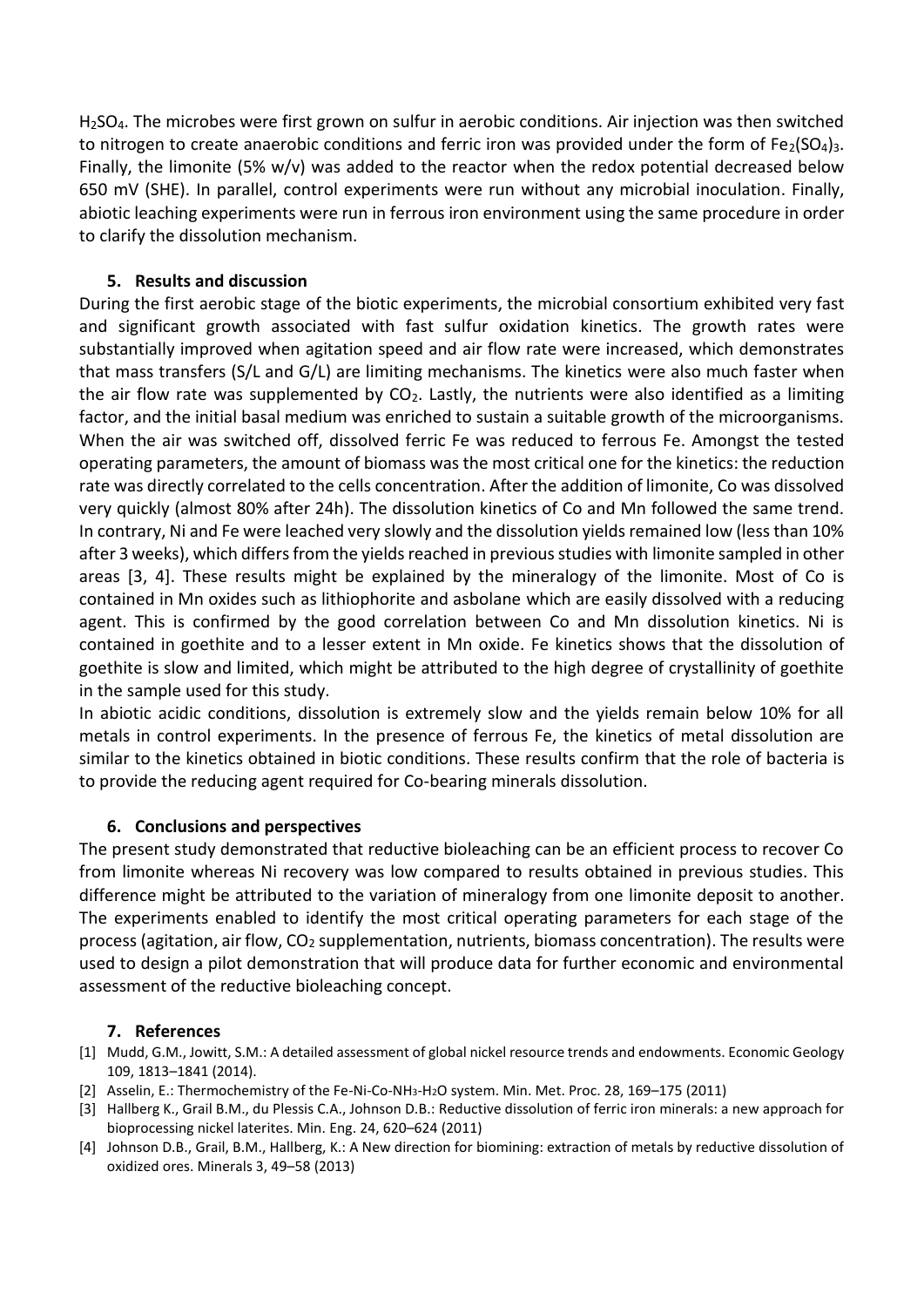$H_2SO_4$. The microbes were first grown on sulfur in aerobic conditions. Air injection was then switched to nitrogen to create anaerobic conditions and ferric iron was provided under the form of $Fe_2(SO_4)_3$. Finally, the limonite (5% w/v) was added to the reactor when the redox potential decreased below 650 mV (SHE). In parallel, control experiments were run without any microbial inoculation. Finally, abiotic leaching experiments were run in ferrous iron environment using the same procedure in order to clarify the dissolution mechanism.

## 5. Results and discussion

During the first aerobic stage of the biotic experiments, the microbial consortium exhibited very fast and significant growth associated with fast sulfur oxidation kinetics. The growth rates were substantially improved when agitation speed and air flow rate were increased, which demonstrates that mass transfers (S/L and G/L) are limiting mechanisms. The kinetics were also much faster when the air flow rate was supplemented by $CO_2$. Lastly, the nutrients were also identified as a limiting factor, and the initial basal medium was enriched to sustain a suitable growth of the microorganisms. When the air was switched off, dissolved ferric Fe was reduced to ferrous Fe. Amongst the tested operating parameters, the amount of biomass was the most critical one for the kinetics: the reduction rate was directly correlated to the cells concentration. After the addition of limonite, Co was dissolved very quickly (almost 80% after 24h). The dissolution kinetics of Co and Mn followed the same trend. In contrary, Ni and Fe were leached very slowly and the dissolution yields remained low (less than 10% after 3 weeks), which differs from the yields reached in previous studies with limonite sampled in other areas [3, 4]. These results might be explained by the mineralogy of the limonite. Most of Co is contained in Mn oxides such as lithiophorite and asbolane which are easily dissolved with a reducing agent. This is confirmed by the good correlation between Co and Mn dissolution kinetics. Ni is contained in goethite and to a lesser extent in Mn oxide. Fe kinetics shows that the dissolution of goethite is slow and limited, which might be attributed to the high degree of crystallinity of goethite in the sample used for this study.

In abiotic acidic conditions, dissolution is extremely slow and the yields remain below 10% for all metals in control experiments. In the presence of ferrous Fe, the kinetics of metal dissolution are similar to the kinetics obtained in biotic conditions. These results confirm that the role of bacteria is to provide the reducing agent required for Co-bearing minerals dissolution.

## 6. Conclusions and perspectives

The present study demonstrated that reductive bioleaching can be an efficient process to recover Co from limonite whereas Ni recovery was low compared to results obtained in previous studies. This difference might be attributed to the variation of mineralogy from one limonite deposit to another. The experiments enabled to identify the most critical operating parameters for each stage of the process (agitation, air flow, $CO_2$ supplementation, nutrients, biomass concentration). The results were used to design a pilot demonstration that will produce data for further economic and environmental assessment of the reductive bioleaching concept.

## 7. References

[1] Mudd, G.M., Jowitt, S.M.: A detailed assessment of global nickel resource trends and endowments. Economic Geology 109, 1813–1841 (2014).

[2] Asselin, E.: Thermochemistry of the Fe-Ni-Co-$NH_3$-$H_2O$ system. Min. Met. Proc. 28, 169–175 (2011)

[3] Hallberg K., Grail B.M., du Plessis C.A., Johnson D.B.: Reductive dissolution of ferric iron minerals: a new approach for bioprocessing nickel laterites. Min. Eng. 24, 620–624 (2011)

[4] Johnson D.B., Grail, B.M., Hallberg, K.: A New direction for biomining: extraction of metals by reductive dissolution of oxidized ores. Minerals 3, 49–58 (2013)